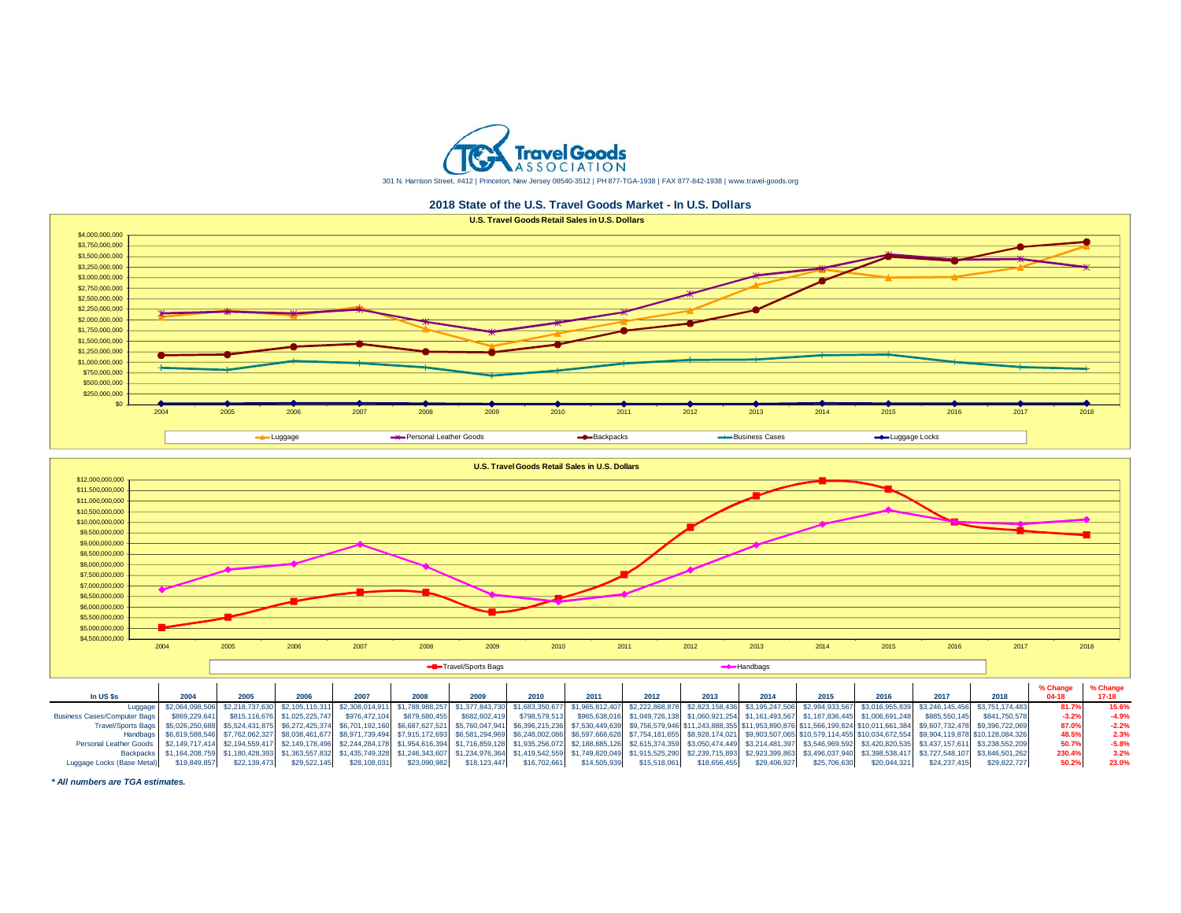Travel Goods ASSOCIATION

301 N. Harrison Street, #412 | Princeton, New Jersey 08540-3512 | PH 877-TGA-1938 | FAX 877-842-1938 | www.travel-goods.org

## 2018 State of the U.S. Travel Goods Market - In U.S. Dollars

**U.S. Travel Goods Retail Sales in U.S. Dollars**

Luggage | Personal Leather Goods | Backpacks | Business Cases | Luggage Locks

**U.S. Travel Goods Retail Sales in U.S. Dollars**

Travel/Sports Bags | Handbags

| In US $s | 2004 | 2005 | 2006 | 2007 | 2008 | 2009 | 2010 | 2011 | 2012 | 2013 | 2014 | 2015 | 2016 | 2017 | 2018 | % Change 04-18 | % Change 17-18 |
|---|---|---|---|---|---|---|---|---|---|---|---|---|---|---|---|---|---|
| Luggage | $2,064,098,506 | $2,218,737,630 | $2,105,115,311 | $2,308,014,911 | $1,788,988,257 | $1,377,843,730 | $1,683,350,677 | $1,965,812,407 | $2,222,868,878 | $2,823,158,436 | $3,195,247,506 | $2,994,933,567 | $3,016,955,839 | $3,246,145,456 | $3,751,174,483 | 81.7% | 15.6% |
| Business Cases/Computer Bags | $869,229,641 | $815,116,676 | $1,025,225,747 | $976,472,104 | $879,680,455 | $682,602,419 | $798,579,513 | $965,638,016 | $1,049,726,138 | $1,060,921,254 | $1,161,493,567 | $1,187,836,445 | $1,006,691,248 | $885,550,145 | $841,750,578 | -3.2% | -4.9% |
| Travel/Sports Bags | $5,026,250,688 | $5,524,431,875 | $6,272,425,374 | $6,701,192,160 | $6,687,627,521 | $5,760,047,941 | $6,396,215,236 | $7,530,449,639 | $9,756,579,946 | $11,243,888,355 | $11,953,890,876 | $11,566,199,824 | $10,011,661,384 | $9,607,732,478 | $9,396,722,069 | 87.0% | -2.2% |
| Handbags | $6,819,588,546 | $7,762,062,327 | $8,038,461,677 | $8,971,739,494 | $7,915,172,693 | $6,581,294,969 | $6,248,002,086 | $6,597,666,628 | $7,754,181,655 | $8,928,174,021 | $9,903,507,065 | $10,579,114,455 | $10,034,672,554 | $9,904,119,878 | $10,128,084,326 | 48.5% | 2.3% |
| Personal Leather Goods | $2,149,717,414 | $2,194,559,417 | $2,149,178,496 | $2,244,284,178 | $1,954,616,394 | $1,716,859,128 | $1,935,256,072 | $2,188,885,126 | $2,615,374,359 | $3,050,474,449 | $3,214,481,397 | $3,546,969,592 | $3,420,820,535 | $3,437,157,611 | $3,238,552,209 | 50.7% | -5.8% |
| Backpacks | $1,164,208,759 | $1,180,428,393 | $1,363,557,832 | $1,435,749,328 | $1,246,343,607 | $1,234,976,364 | $1,419,542,559 | $1,749,820,049 | $1,915,525,290 | $2,239,715,893 | $2,923,399,863 | $3,496,037,940 | $3,398,538,417 | $3,727,548,107 | $3,846,501,262 | 230.4% | 3.2% |
| Luggage Locks (Base Metal) | $19,849,857 | $22,139,473 | $29,522,145 | $28,108,031 | $23,090,982 | $18,123,447 | $16,702,661 | $14,505,939 | $15,518,061 | $18,656,455 | $29,406,927 | $25,706,630 | $20,044,321 | $24,237,415 | $29,822,727 | 50.2% | 23.0% |

***\* All numbers are TGA estimates.***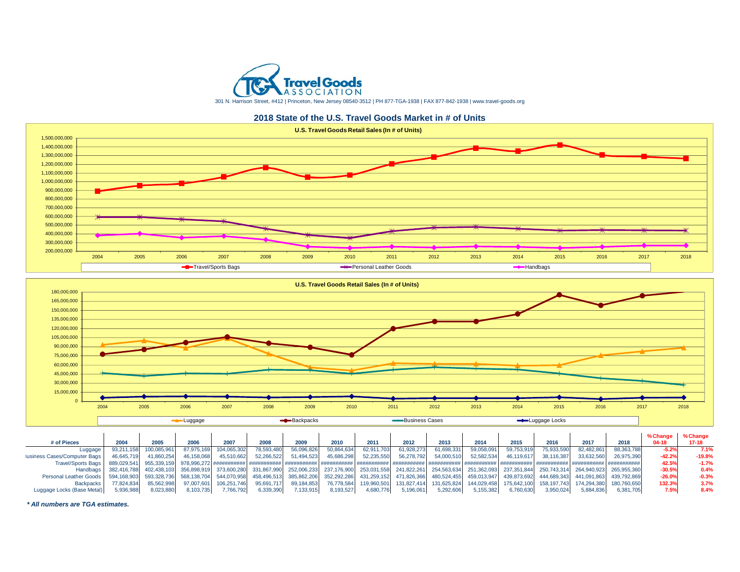Travel Goods ASSOCIATION

301 N. Harrison Street, #412 | Princeton, New Jersey 08540-3512 | PH 877-TGA-1938 | FAX 877-842-1938 | www.travel-goods.org

## 2018 State of the U.S. Travel Goods Market in # of Units

**U.S. Travel Goods Retail Sales (In # of Units)**

Travel/Sports Bags — Personal Leather Goods — Handbags

**U.S. Travel Goods Retail Sales (In # of Units)**

Luggage — Backpacks — Business Cases — Luggage Locks

| # of Pieces | 2004 | 2005 | 2006 | 2007 | 2008 | 2009 | 2010 | 2011 | 2012 | 2013 | 2014 | 2015 | 2016 | 2017 | 2018 | % Change 04-18 | % Change 17-18 |
|---|---|---|---|---|---|---|---|---|---|---|---|---|---|---|---|---|---|
| Luggage | 93,211,158 | 100,085,961 | 87,975,169 | 104,065,302 | 78,593,480 | 56,096,826 | 50,864,634 | 62,911,703 | 61,928,273 | 61,698,331 | 59,058,091 | 59,753,919 | 75,933,590 | 82,482,861 | 88,363,788 | -5.2% | 7.1% |
| Business Cases/Computer Bags | 46,645,719 | 41,860,254 | 46,158,068 | 45,510,662 | 52,266,522 | 51,494,523 | 45,686,298 | 52,235,550 | 56,278,792 | 54,000,510 | 52,582,534 | 46,119,617 | 38,116,387 | 33,632,560 | 26,975,390 | -42.2% | -19.8% |
| Travel/Sports Bags | 889,029,541 | 955,339,159 | 978,996,272 | ########### | ########### | ########### | ########### | ########### | ########### | ########### | ########### | ########### | ########### | ########### | ########### | 42.5% | -1.7% |
| Handbags | 382,416,788 | 402,438,103 | 356,898,919 | 373,600,280 | 331,867,990 | 252,006,233 | 237,176,900 | 253,031,558 | 241,822,261 | 254,563,634 | 251,362,093 | 237,351,844 | 250,743,314 | 264,940,923 | 265,955,360 | -30.5% | 0.4% |
| Personal Leather Goods | 594,168,903 | 593,328,736 | 568,138,704 | 544,070,958 | 458,496,513 | 385,862,206 | 352,292,286 | 431,259,152 | 471,826,366 | 480,524,455 | 459,013,947 | 439,873,692 | 444,689,343 | 441,091,863 | 439,792,869 | -26.0% | -0.3% |
| Backpacks | 77,824,834 | 85,562,998 | 97,007,601 | 106,251,746 | 95,691,717 | 89,184,853 | 76,778,584 | 119,960,501 | 131,827,414 | 131,625,824 | 144,029,458 | 175,642,100 | 158,197,743 | 174,294,380 | 180,760,650 | 132.3% | 3.7% |
| Luggage Locks (Base Metal) | 5,936,988 | 8,023,880 | 8,103,735 | 7,766,792 | 6,339,390 | 7,133,915 | 8,193,527 | 4,680,776 | 5,196,061 | 5,292,606 | 5,155,382 | 6,760,630 | 3,950,024 | 5,884,836 | 6,381,705 | 7.5% | 8.4% |

***\* All numbers are TGA estimates.***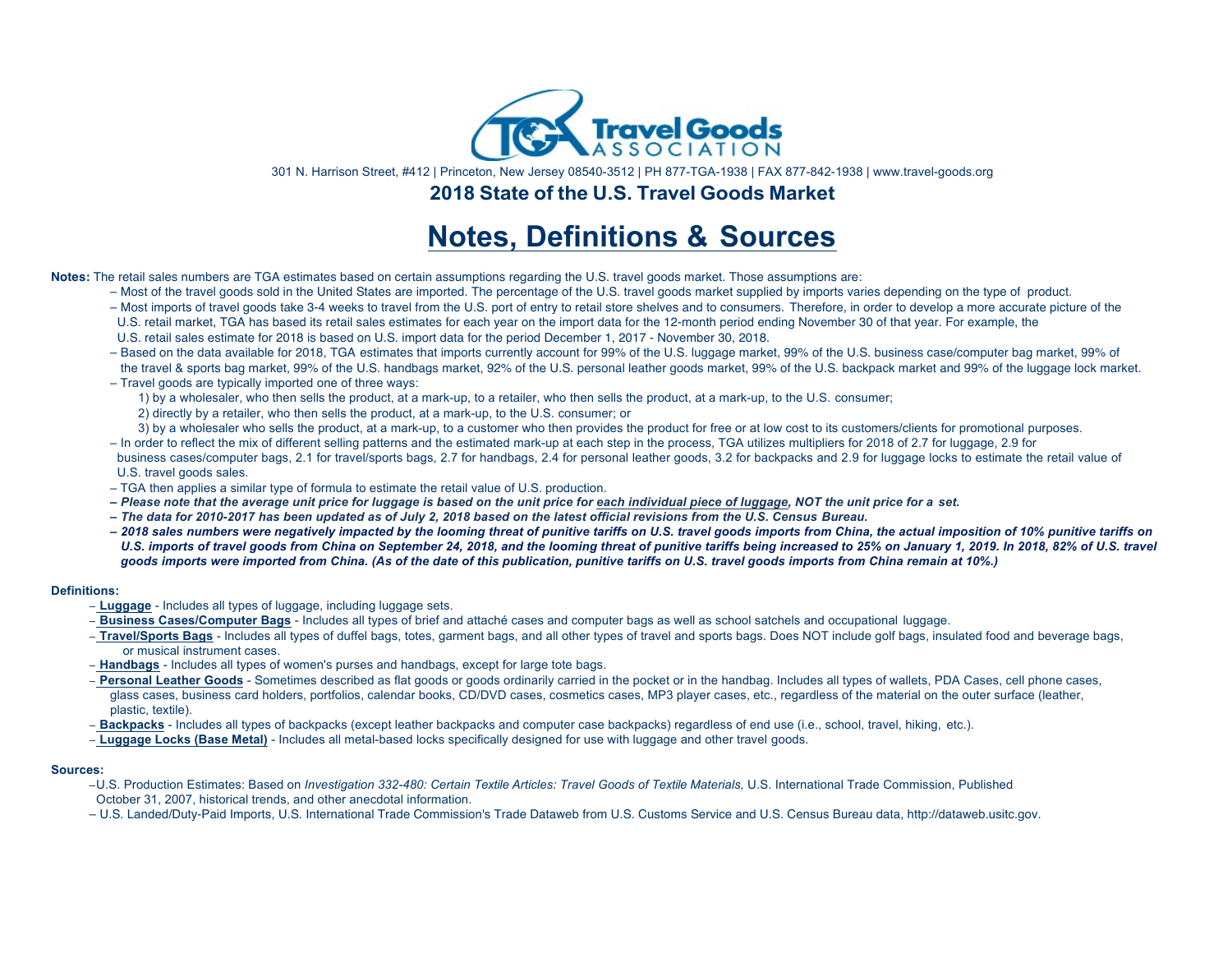Travel Goods ASSOCIATION

301 N. Harrison Street, #412 | Princeton, New Jersey 08540-3512 | PH 877-TGA-1938 | FAX 877-842-1938 | www.travel-goods.org

**2018 State of the U.S. Travel Goods Market**

# Notes, Definitions & Sources

**Notes:** The retail sales numbers are TGA estimates based on certain assumptions regarding the U.S. travel goods market. Those assumptions are:

– Most of the travel goods sold in the United States are imported. The percentage of the U.S. travel goods market supplied by imports varies depending on the type of product.

– Most imports of travel goods take 3-4 weeks to travel from the U.S. port of entry to retail store shelves and to consumers. Therefore, in order to develop a more accurate picture of the U.S. retail market, TGA has based its retail sales estimates for each year on the import data for the 12-month period ending November 30 of that year. For example, the U.S. retail sales estimate for 2018 is based on U.S. import data for the period December 1, 2017 - November 30, 2018.

– Based on the data available for 2018, TGA estimates that imports currently account for 99% of the U.S. luggage market, 99% of the U.S. business case/computer bag market, 99% of the travel & sports bag market, 99% of the U.S. handbags market, 92% of the U.S. personal leather goods market, 99% of the U.S. backpack market and 99% of the luggage lock market.

– Travel goods are typically imported one of three ways:

1) by a wholesaler, who then sells the product, at a mark-up, to a retailer, who then sells the product, at a mark-up, to the U.S. consumer;

2) directly by a retailer, who then sells the product, at a mark-up, to the U.S. consumer; or

3) by a wholesaler who sells the product, at a mark-up, to a customer who then provides the product for free or at low cost to its customers/clients for promotional purposes.

– In order to reflect the mix of different selling patterns and the estimated mark-up at each step in the process, TGA utilizes multipliers for 2018 of 2.7 for luggage, 2.9 for business cases/computer bags, 2.1 for travel/sports bags, 2.7 for handbags, 2.4 for personal leather goods, 3.2 for backpacks and 2.9 for luggage locks to estimate the retail value of U.S. travel goods sales.

– TGA then applies a similar type of formula to estimate the retail value of U.S. production.

***– Please note that the average unit price for luggage is based on the unit price for each individual piece of luggage, NOT the unit price for a set.***

***– The data for 2010-2017 has been updated as of July 2, 2018 based on the latest official revisions from the U.S. Census Bureau.***

***– 2018 sales numbers were negatively impacted by the looming threat of punitive tariffs on U.S. travel goods imports from China, the actual imposition of 10% punitive tariffs on U.S. imports of travel goods from China on September 24, 2018, and the looming threat of punitive tariffs being increased to 25% on January 1, 2019. In 2018, 82% of U.S. travel goods imports were imported from China. (As of the date of this publication, punitive tariffs on U.S. travel goods imports from China remain at 10%.)***

**Definitions:**

– **Luggage** - Includes all types of luggage, including luggage sets.

– **Business Cases/Computer Bags** - Includes all types of brief and attaché cases and computer bags as well as school satchels and occupational luggage.

– **Travel/Sports Bags** - Includes all types of duffel bags, totes, garment bags, and all other types of travel and sports bags. Does NOT include golf bags, insulated food and beverage bags, or musical instrument cases.

– **Handbags** - Includes all types of women's purses and handbags, except for large tote bags.

– **Personal Leather Goods** - Sometimes described as flat goods or goods ordinarily carried in the pocket or in the handbag. Includes all types of wallets, PDA Cases, cell phone cases, glass cases, business card holders, portfolios, calendar books, CD/DVD cases, cosmetics cases, MP3 player cases, etc., regardless of the material on the outer surface (leather, plastic, textile).

– **Backpacks** - Includes all types of backpacks (except leather backpacks and computer case backpacks) regardless of end use (i.e., school, travel, hiking, etc.).

– **Luggage Locks (Base Metal)** - Includes all metal-based locks specifically designed for use with luggage and other travel goods.

**Sources:**

– U.S. Production Estimates: Based on *Investigation 332-480: Certain Textile Articles: Travel Goods of Textile Materials,* U.S. International Trade Commission, Published October 31, 2007, historical trends, and other anecdotal information.

– U.S. Landed/Duty-Paid Imports, U.S. International Trade Commission's Trade Dataweb from U.S. Customs Service and U.S. Census Bureau data, http://dataweb.usitc.gov.